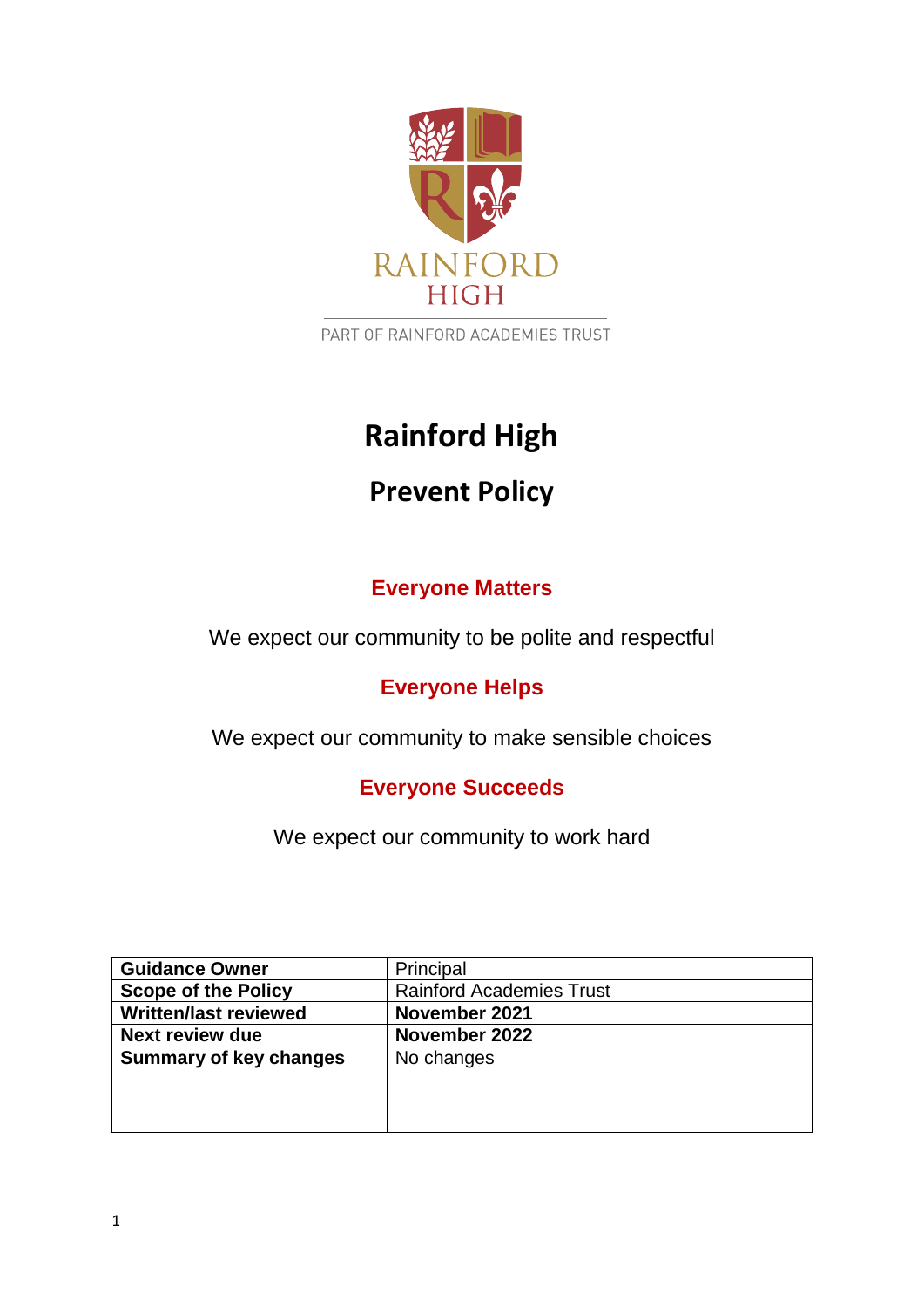RAINFORD HIGH

PART OF RAINFORD ACADEMIES TRUST

# Rainford High

## Prevent Policy

**Everyone Matters**

We expect our community to be polite and respectful

**Everyone Helps**

We expect our community to make sensible choices

**Everyone Succeeds**

We expect our community to work hard

| | |
|---|---|
| **Guidance Owner** | Principal |
| **Scope of the Policy** | Rainford Academies Trust |
| **Written/last reviewed** | **November 2021** |
| **Next review due** | **November 2022** |
| **Summary of key changes** | No changes |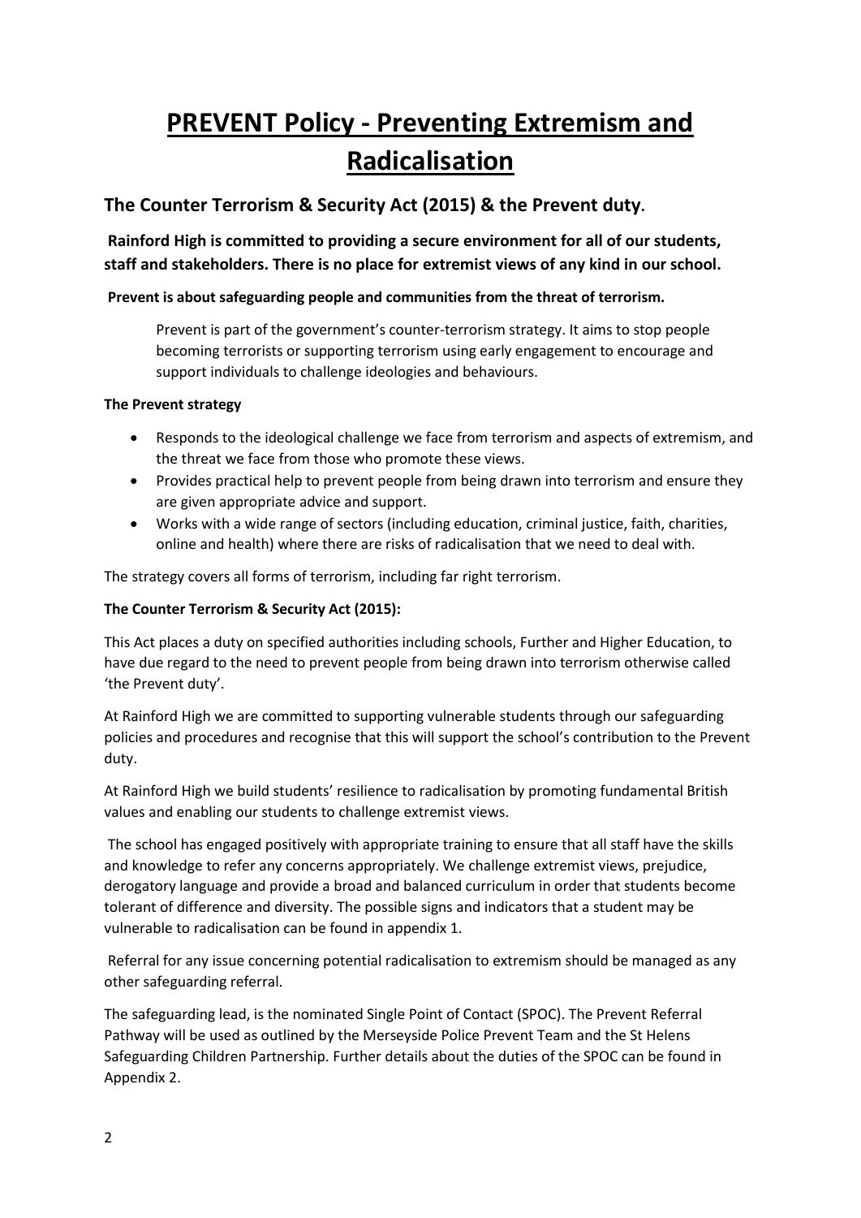# PREVENT Policy - Preventing Extremism and Radicalisation

## The Counter Terrorism & Security Act (2015) & the Prevent duty.

### Rainford High is committed to providing a secure environment for all of our students, staff and stakeholders. There is no place for extremist views of any kind in our school.

**Prevent is about safeguarding people and communities from the threat of terrorism.**

Prevent is part of the government's counter-terrorism strategy. It aims to stop people becoming terrorists or supporting terrorism using early engagement to encourage and support individuals to challenge ideologies and behaviours.

**The Prevent strategy**

- Responds to the ideological challenge we face from terrorism and aspects of extremism, and the threat we face from those who promote these views.
- Provides practical help to prevent people from being drawn into terrorism and ensure they are given appropriate advice and support.
- Works with a wide range of sectors (including education, criminal justice, faith, charities, online and health) where there are risks of radicalisation that we need to deal with.

The strategy covers all forms of terrorism, including far right terrorism.

**The Counter Terrorism & Security Act (2015):**

This Act places a duty on specified authorities including schools, Further and Higher Education, to have due regard to the need to prevent people from being drawn into terrorism otherwise called 'the Prevent duty'.

At Rainford High we are committed to supporting vulnerable students through our safeguarding policies and procedures and recognise that this will support the school's contribution to the Prevent duty.

At Rainford High we build students' resilience to radicalisation by promoting fundamental British values and enabling our students to challenge extremist views.

The school has engaged positively with appropriate training to ensure that all staff have the skills and knowledge to refer any concerns appropriately. We challenge extremist views, prejudice, derogatory language and provide a broad and balanced curriculum in order that students become tolerant of difference and diversity. The possible signs and indicators that a student may be vulnerable to radicalisation can be found in appendix 1.

Referral for any issue concerning potential radicalisation to extremism should be managed as any other safeguarding referral.

The safeguarding lead, is the nominated Single Point of Contact (SPOC). The Prevent Referral Pathway will be used as outlined by the Merseyside Police Prevent Team and the St Helens Safeguarding Children Partnership. Further details about the duties of the SPOC can be found in Appendix 2.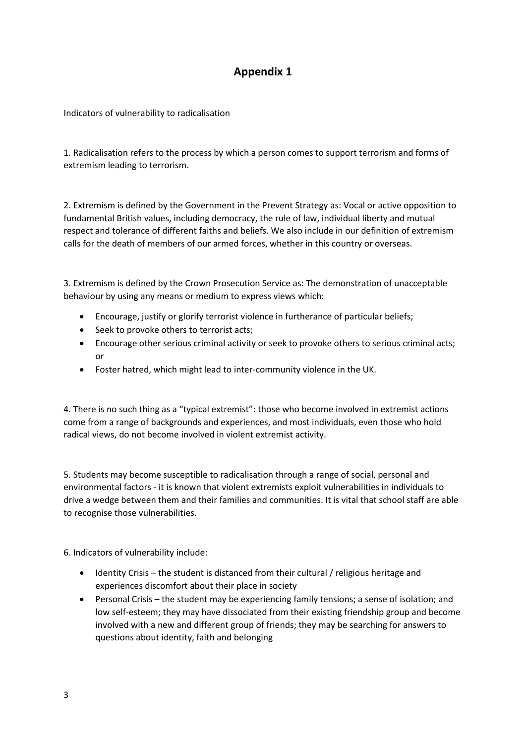# Appendix 1

Indicators of vulnerability to radicalisation

1. Radicalisation refers to the process by which a person comes to support terrorism and forms of extremism leading to terrorism.

2. Extremism is defined by the Government in the Prevent Strategy as: Vocal or active opposition to fundamental British values, including democracy, the rule of law, individual liberty and mutual respect and tolerance of different faiths and beliefs. We also include in our definition of extremism calls for the death of members of our armed forces, whether in this country or overseas.

3. Extremism is defined by the Crown Prosecution Service as: The demonstration of unacceptable behaviour by using any means or medium to express views which:

- Encourage, justify or glorify terrorist violence in furtherance of particular beliefs;
- Seek to provoke others to terrorist acts;
- Encourage other serious criminal activity or seek to provoke others to serious criminal acts; or
- Foster hatred, which might lead to inter-community violence in the UK.

4. There is no such thing as a "typical extremist": those who become involved in extremist actions come from a range of backgrounds and experiences, and most individuals, even those who hold radical views, do not become involved in violent extremist activity.

5. Students may become susceptible to radicalisation through a range of social, personal and environmental factors - it is known that violent extremists exploit vulnerabilities in individuals to drive a wedge between them and their families and communities. It is vital that school staff are able to recognise those vulnerabilities.

6. Indicators of vulnerability include:

- Identity Crisis – the student is distanced from their cultural / religious heritage and experiences discomfort about their place in society
- Personal Crisis – the student may be experiencing family tensions; a sense of isolation; and low self-esteem; they may have dissociated from their existing friendship group and become involved with a new and different group of friends; they may be searching for answers to questions about identity, faith and belonging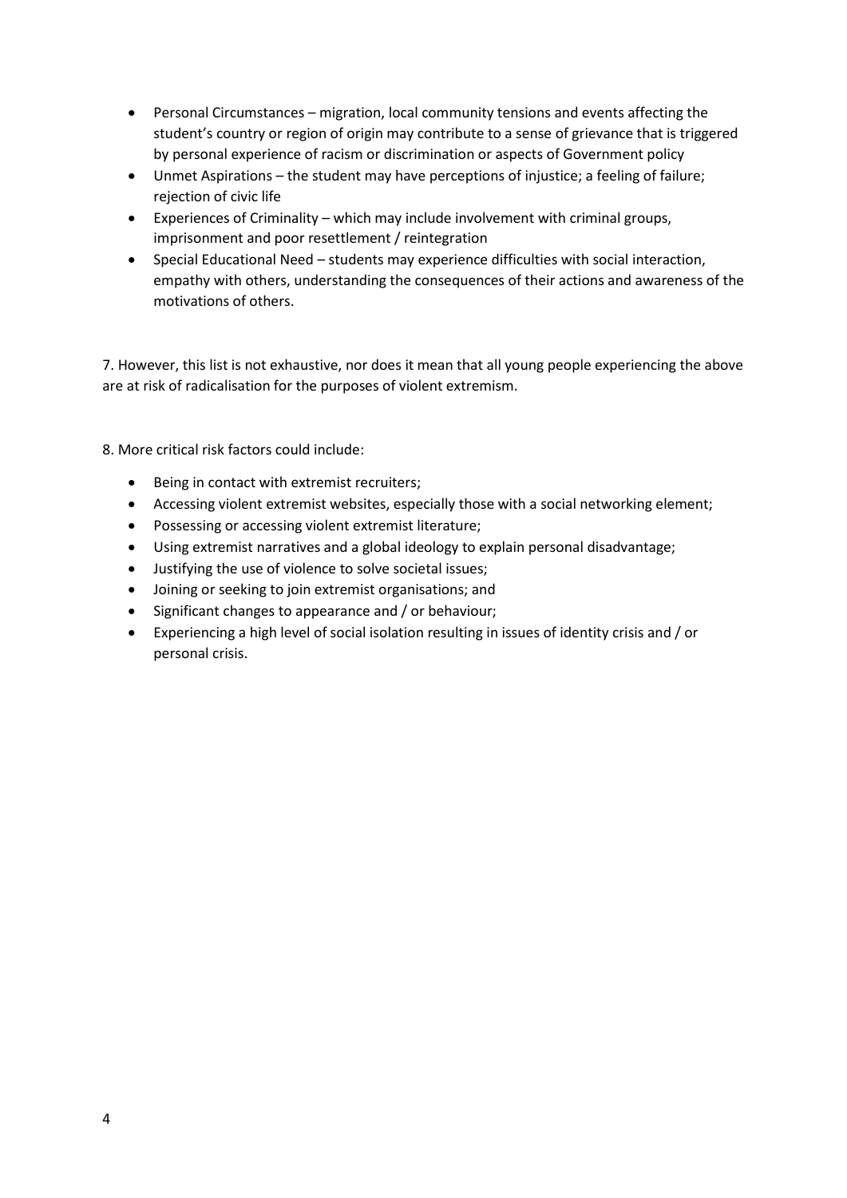- Personal Circumstances – migration, local community tensions and events affecting the student's country or region of origin may contribute to a sense of grievance that is triggered by personal experience of racism or discrimination or aspects of Government policy
- Unmet Aspirations – the student may have perceptions of injustice; a feeling of failure; rejection of civic life
- Experiences of Criminality – which may include involvement with criminal groups, imprisonment and poor resettlement / reintegration
- Special Educational Need – students may experience difficulties with social interaction, empathy with others, understanding the consequences of their actions and awareness of the motivations of others.

7. However, this list is not exhaustive, nor does it mean that all young people experiencing the above are at risk of radicalisation for the purposes of violent extremism.

8. More critical risk factors could include:

- Being in contact with extremist recruiters;
- Accessing violent extremist websites, especially those with a social networking element;
- Possessing or accessing violent extremist literature;
- Using extremist narratives and a global ideology to explain personal disadvantage;
- Justifying the use of violence to solve societal issues;
- Joining or seeking to join extremist organisations; and
- Significant changes to appearance and / or behaviour;
- Experiencing a high level of social isolation resulting in issues of identity crisis and / or personal crisis.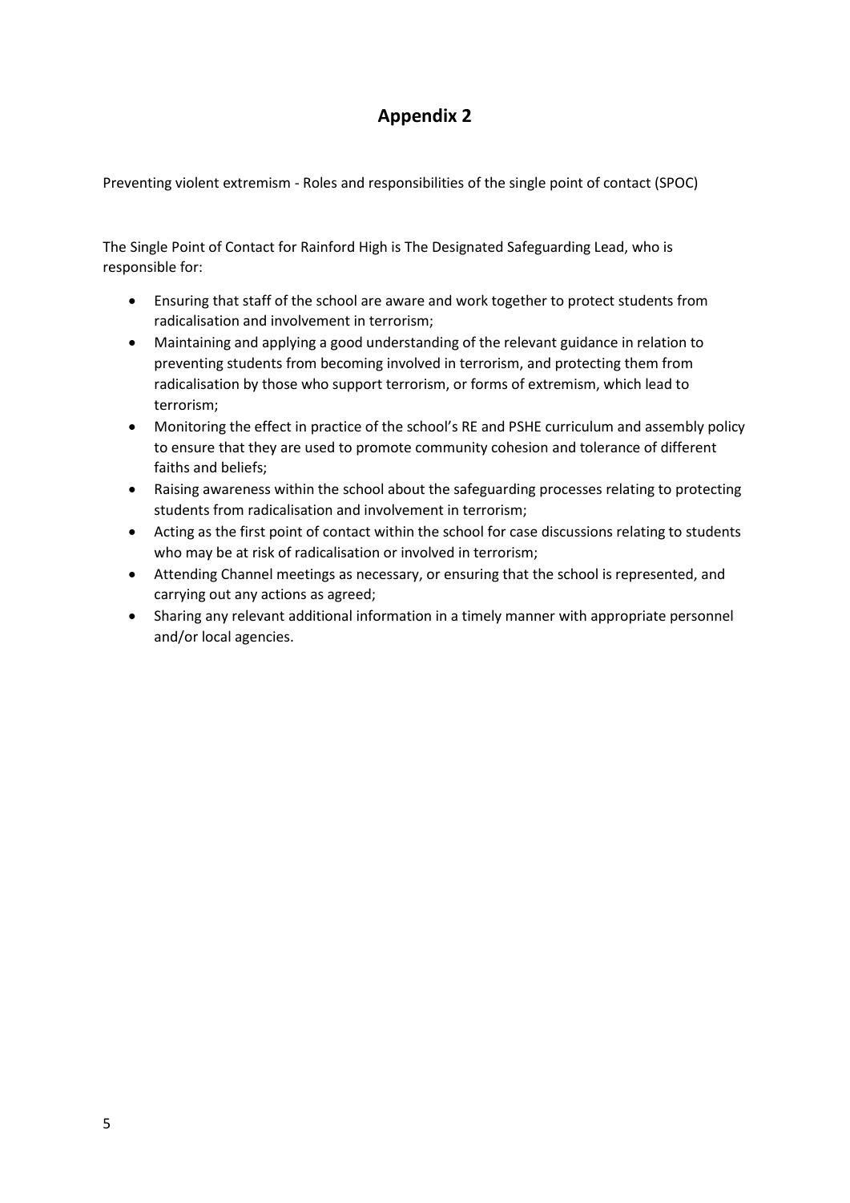## Appendix 2

Preventing violent extremism - Roles and responsibilities of the single point of contact (SPOC)

The Single Point of Contact for Rainford High is The Designated Safeguarding Lead, who is responsible for:

- Ensuring that staff of the school are aware and work together to protect students from radicalisation and involvement in terrorism;
- Maintaining and applying a good understanding of the relevant guidance in relation to preventing students from becoming involved in terrorism, and protecting them from radicalisation by those who support terrorism, or forms of extremism, which lead to terrorism;
- Monitoring the effect in practice of the school's RE and PSHE curriculum and assembly policy to ensure that they are used to promote community cohesion and tolerance of different faiths and beliefs;
- Raising awareness within the school about the safeguarding processes relating to protecting students from radicalisation and involvement in terrorism;
- Acting as the first point of contact within the school for case discussions relating to students who may be at risk of radicalisation or involved in terrorism;
- Attending Channel meetings as necessary, or ensuring that the school is represented, and carrying out any actions as agreed;
- Sharing any relevant additional information in a timely manner with appropriate personnel and/or local agencies.